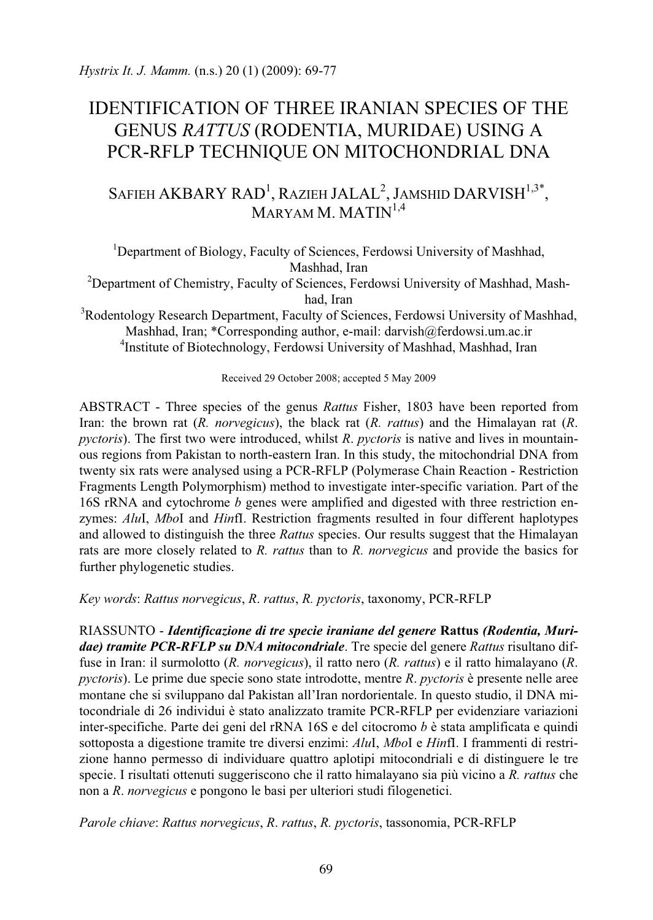# IDENTIFICATION OF THREE IRANIAN SPECIES OF THE GENUS *RATTUS* (RODENTIA, MURIDAE) USING A PCR-RFLP TECHNIQUE ON MITOCHONDRIAL DNA

SAFIEH AKBARY RAD[1], RAZIEH JALAL[2], JAMSHID DARVISH[1,3*], MARYAM M. MATIN[1,4]

[1]Department of Biology, Faculty of Sciences, Ferdowsi University of Mashhad, Mashhad, Iran
[2]Department of Chemistry, Faculty of Sciences, Ferdowsi University of Mashhad, Mashhad, Iran
[3]Rodentology Research Department, Faculty of Sciences, Ferdowsi University of Mashhad, Mashhad, Iran; *Corresponding author, e-mail: darvish@ferdowsi.um.ac.ir
[4]Institute of Biotechnology, Ferdowsi University of Mashhad, Mashhad, Iran

Received 29 October 2008; accepted 5 May 2009

ABSTRACT - Three species of the genus *Rattus* Fisher, 1803 have been reported from Iran: the brown rat (*R. norvegicus*), the black rat (*R. rattus*) and the Himalayan rat (*R. pyctoris*). The first two were introduced, whilst *R. pyctoris* is native and lives in mountainous regions from Pakistan to north-eastern Iran. In this study, the mitochondrial DNA from twenty six rats were analysed using a PCR-RFLP (Polymerase Chain Reaction - Restriction Fragments Length Polymorphism) method to investigate inter-specific variation. Part of the 16S rRNA and cytochrome *b* genes were amplified and digested with three restriction enzymes: *Alu*I, *Mbo*I and *Hin*fI. Restriction fragments resulted in four different haplotypes and allowed to distinguish the three *Rattus* species. Our results suggest that the Himalayan rats are more closely related to *R. rattus* than to *R. norvegicus* and provide the basics for further phylogenetic studies.

*Key words*: *Rattus norvegicus*, *R. rattus*, *R. pyctoris*, taxonomy, PCR-RFLP

RIASSUNTO - ***Identificazione di tre specie iraniane del genere* Rattus *(Rodentia, Muridae) tramite PCR-RFLP su DNA mitocondriale***. Tre specie del genere *Rattus* risultano diffuse in Iran: il surmolotto (*R. norvegicus*), il ratto nero (*R. rattus*) e il ratto himalayano (*R. pyctoris*). Le prime due specie sono state introdotte, mentre *R. pyctoris* è presente nelle aree montane che si sviluppano dal Pakistan all'Iran nordorientale. In questo studio, il DNA mitocondriale di 26 individui è stato analizzato tramite PCR-RFLP per evidenziare variazioni inter-specifiche. Parte dei geni del rRNA 16S e del citocromo *b* è stata amplificata e quindi sottoposta a digestione tramite tre diversi enzimi: *Alu*I, *Mbo*I e *Hin*fI. I frammenti di restrizione hanno permesso di individuare quattro aplotipi mitocondriali e di distinguere le tre specie. I risultati ottenuti suggeriscono che il ratto himalayano sia più vicino a *R. rattus* che non a *R. norvegicus* e pongono le basi per ulteriori studi filogenetici.

*Parole chiave*: *Rattus norvegicus*, *R. rattus*, *R. pyctoris*, tassonomia, PCR-RFLP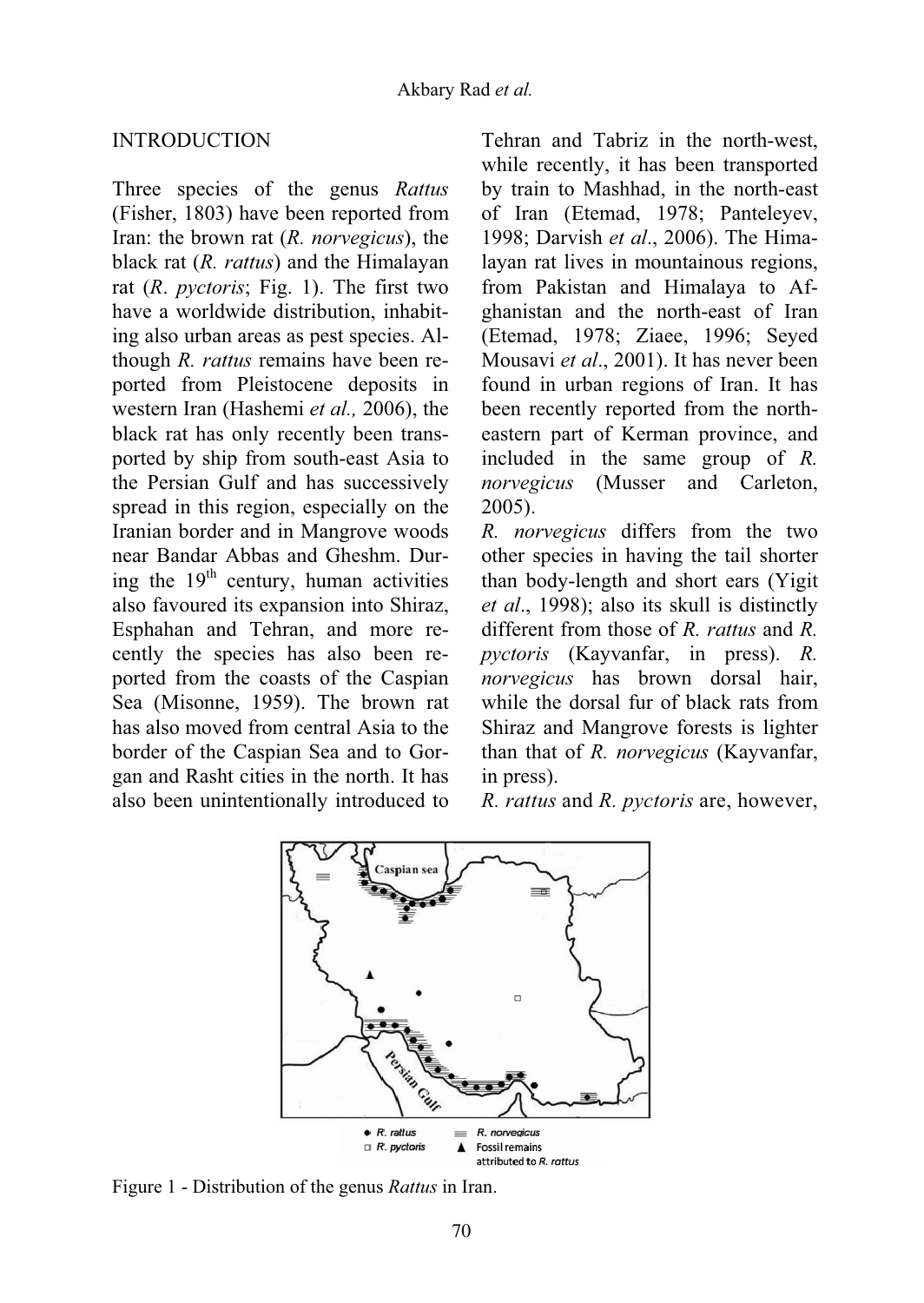## INTRODUCTION

Three species of the genus *Rattus* (Fisher, 1803) have been reported from Iran: the brown rat (*R. norvegicus*), the black rat (*R. rattus*) and the Himalayan rat (*R. pyctoris*; Fig. 1). The first two have a worldwide distribution, inhabiting also urban areas as pest species. Although *R. rattus* remains have been reported from Pleistocene deposits in western Iran (Hashemi *et al.,* 2006), the black rat has only recently been transported by ship from south-east Asia to the Persian Gulf and has successively spread in this region, especially on the Iranian border and in Mangrove woods near Bandar Abbas and Gheshm. During the 19th century, human activities also favoured its expansion into Shiraz, Esphahan and Tehran, and more recently the species has also been reported from the coasts of the Caspian Sea (Misonne, 1959). The brown rat has also moved from central Asia to the border of the Caspian Sea and to Gorgan and Rasht cities in the north. It has also been unintentionally introduced to Tehran and Tabriz in the north-west, while recently, it has been transported by train to Mashhad, in the north-east of Iran (Etemad, 1978; Panteleyev, 1998; Darvish *et al*., 2006). The Himalayan rat lives in mountainous regions, from Pakistan and Himalaya to Afghanistan and the north-east of Iran (Etemad, 1978; Ziaee, 1996; Seyed Mousavi *et al*., 2001). It has never been found in urban regions of Iran. It has been recently reported from the north-eastern part of Kerman province, and included in the same group of *R. norvegicus* (Musser and Carleton, 2005).

*R. norvegicus* differs from the two other species in having the tail shorter than body-length and short ears (Yigit *et al*., 1998); also its skull is distinctly different from those of *R. rattus* and *R. pyctoris* (Kayvanfar, in press). *R. norvegicus* has brown dorsal hair, while the dorsal fur of black rats from Shiraz and Mangrove forests is lighter than that of *R. norvegicus* (Kayvanfar, in press).

*R. rattus* and *R. pyctoris* are, however,

Figure 1 - Distribution of the genus *Rattus* in Iran.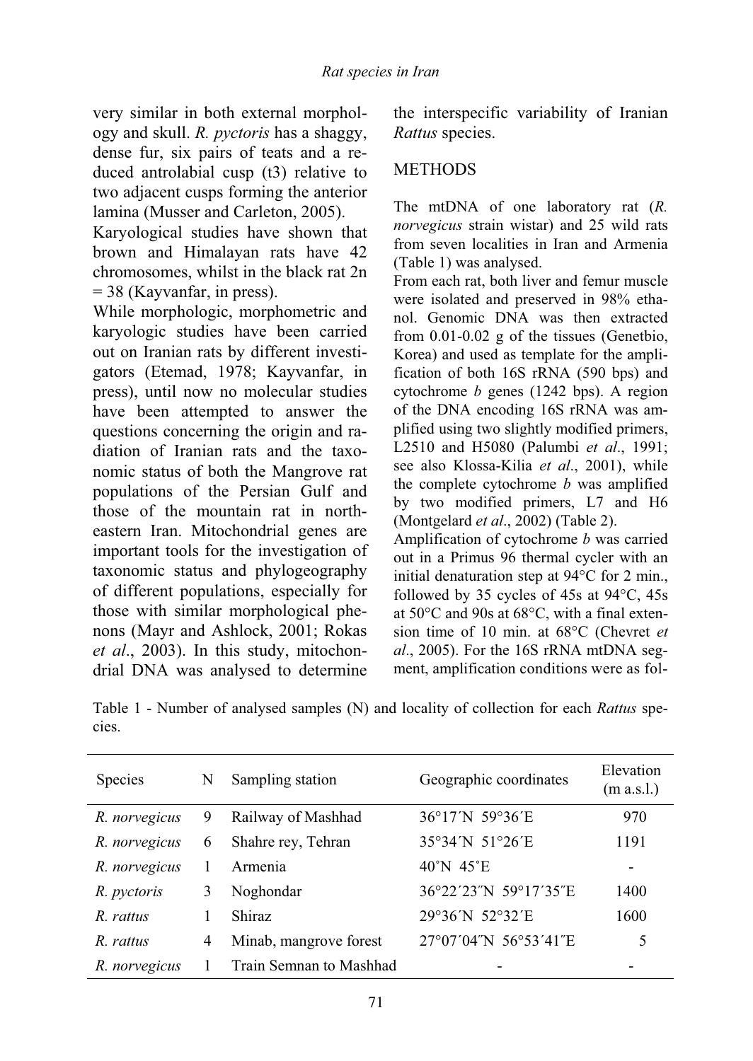very similar in both external morphology and skull. *R. pyctoris* has a shaggy, dense fur, six pairs of teats and a reduced antrolabial cusp (t3) relative to two adjacent cusps forming the anterior lamina (Musser and Carleton, 2005).

Karyological studies have shown that brown and Himalayan rats have 42 chromosomes, whilst in the black rat 2n = 38 (Kayvanfar, in press).

While morphologic, morphometric and karyologic studies have been carried out on Iranian rats by different investigators (Etemad, 1978; Kayvanfar, in press), until now no molecular studies have been attempted to answer the questions concerning the origin and radiation of Iranian rats and the taxonomic status of both the Mangrove rat populations of the Persian Gulf and those of the mountain rat in northeastern Iran. Mitochondrial genes are important tools for the investigation of taxonomic status and phylogeography of different populations, especially for those with similar morphological phenons (Mayr and Ashlock, 2001; Rokas *et al*., 2003). In this study, mitochondrial DNA was analysed to determine the interspecific variability of Iranian *Rattus* species.

## METHODS

The mtDNA of one laboratory rat (*R. norvegicus* strain wistar) and 25 wild rats from seven localities in Iran and Armenia (Table 1) was analysed.

From each rat, both liver and femur muscle were isolated and preserved in 98% ethanol. Genomic DNA was then extracted from 0.01-0.02 g of the tissues (Genetbio, Korea) and used as template for the amplification of both 16S rRNA (590 bps) and cytochrome *b* genes (1242 bps). A region of the DNA encoding 16S rRNA was amplified using two slightly modified primers, L2510 and H5080 (Palumbi *et al*., 1991; see also Klossa-Kilia *et al*., 2001), while the complete cytochrome *b* was amplified by two modified primers, L7 and H6 (Montgelard *et al*., 2002) (Table 2).

Amplification of cytochrome *b* was carried out in a Primus 96 thermal cycler with an initial denaturation step at 94°C for 2 min., followed by 35 cycles of 45s at 94°C, 45s at 50°C and 90s at 68°C, with a final extension time of 10 min. at 68°C (Chevret *et al*., 2005). For the 16S rRNA mtDNA segment, amplification conditions were as fol-

Table 1 - Number of analysed samples (N) and locality of collection for each *Rattus* species.

| Species | N | Sampling station | Geographic coordinates | Elevation (m a.s.l.) |
|---|---|---|---|---|
| *R. norvegicus* | 9 | Railway of Mashhad | 36°17´N 59°36´E | 970 |
| *R. norvegicus* | 6 | Shahre rey, Tehran | 35°34´N 51°26´E | 1191 |
| *R. norvegicus* | 1 | Armenia | 40˚N 45˚E | - |
| *R. pyctoris* | 3 | Noghondar | 36°22´23˝N 59°17´35˝E | 1400 |
| *R. rattus* | 1 | Shiraz | 29°36´N 52°32´E | 1600 |
| *R. rattus* | 4 | Minab, mangrove forest | 27°07´04˝N 56°53´41˝E | 5 |
| *R. norvegicus* | 1 | Train Semnan to Mashhad | - | - |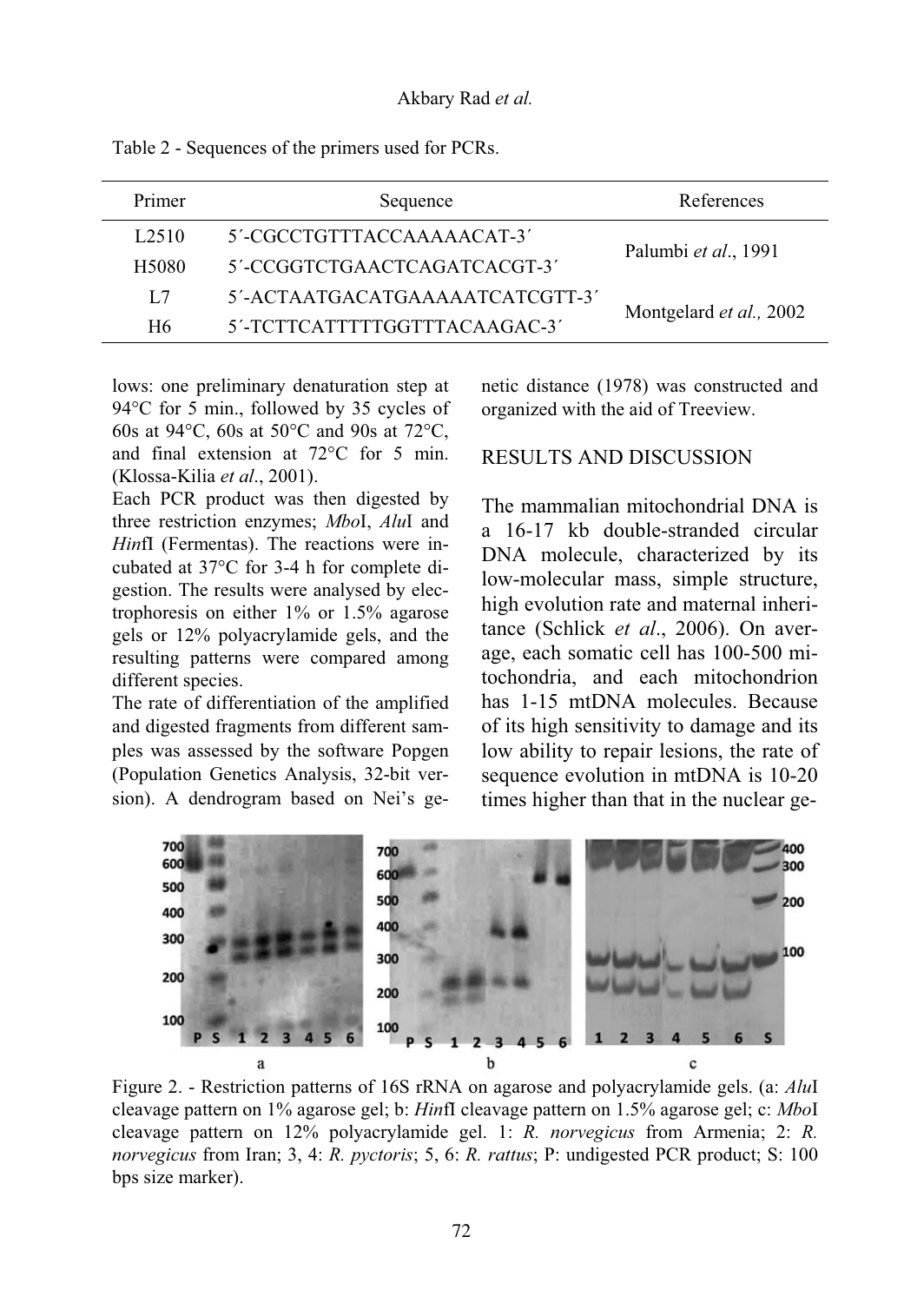Table 2 - Sequences of the primers used for PCRs.

| Primer | Sequence | References |
|---|---|---|
| L2510 | 5´-CGCCTGTTTACCAAAAACAT-3´ | Palumbi *et al*., 1991 |
| H5080 | 5´-CCGGTCTGAACTCAGATCACGT-3´ | |
| L7 | 5´-ACTAATGACATGAAAAATCATCGTT-3´ | Montgelard *et al.,* 2002 |
| H6 | 5´-TCTTCATTTTTGGTTTACAAGAC-3´ | |

lows: one preliminary denaturation step at 94°C for 5 min., followed by 35 cycles of 60s at 94°C, 60s at 50°C and 90s at 72°C, and final extension at 72°C for 5 min. (Klossa-Kilia *et al*., 2001).

Each PCR product was then digested by three restriction enzymes; *Mbo*I, *Alu*I and *Hin*fI (Fermentas). The reactions were incubated at 37°C for 3-4 h for complete digestion. The results were analysed by electrophoresis on either 1% or 1.5% agarose gels or 12% polyacrylamide gels, and the resulting patterns were compared among different species.

The rate of differentiation of the amplified and digested fragments from different samples was assessed by the software Popgen (Population Genetics Analysis, 32-bit version). A dendrogram based on Nei's genetic distance (1978) was constructed and organized with the aid of Treeview.

## RESULTS AND DISCUSSION

The mammalian mitochondrial DNA is a 16-17 kb double-stranded circular DNA molecule, characterized by its low-molecular mass, simple structure, high evolution rate and maternal inheritance (Schlick *et al*., 2006). On average, each somatic cell has 100-500 mitochondria, and each mitochondrion has 1-15 mtDNA molecules. Because of its high sensitivity to damage and its low ability to repair lesions, the rate of sequence evolution in mtDNA is 10-20 times higher than that in the nuclear ge-

Figure 2. - Restriction patterns of 16S rRNA on agarose and polyacrylamide gels. (a: *Alu*I cleavage pattern on 1% agarose gel; b: *Hin*fI cleavage pattern on 1.5% agarose gel; c: *Mbo*I cleavage pattern on 12% polyacrylamide gel. 1: *R. norvegicus* from Armenia; 2: *R. norvegicus* from Iran; 3, 4: *R. pyctoris*; 5, 6: *R. rattus*; P: undigested PCR product; S: 100 bps size marker).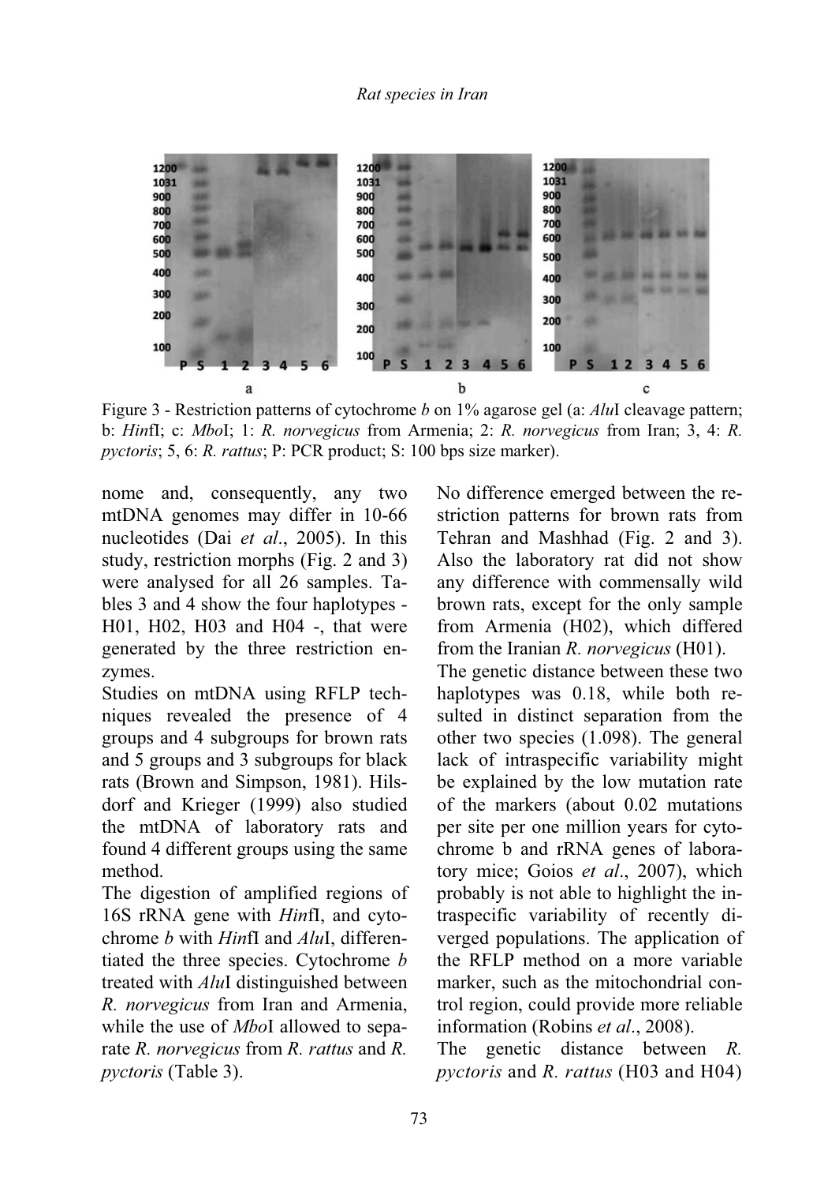Figure 3 - Restriction patterns of cytochrome *b* on 1% agarose gel (a: *Alu*I cleavage pattern; b: *Hin*fI; c: *Mbo*I; 1: *R. norvegicus* from Armenia; 2: *R. norvegicus* from Iran; 3, 4: *R. pyctoris*; 5, 6: *R. rattus*; P: PCR product; S: 100 bps size marker).

nome and, consequently, any two mtDNA genomes may differ in 10-66 nucleotides (Dai *et al*., 2005). In this study, restriction morphs (Fig. 2 and 3) were analysed for all 26 samples. Tables 3 and 4 show the four haplotypes - H01, H02, H03 and H04 -, that were generated by the three restriction enzymes.

Studies on mtDNA using RFLP techniques revealed the presence of 4 groups and 4 subgroups for brown rats and 5 groups and 3 subgroups for black rats (Brown and Simpson, 1981). Hilsdorf and Krieger (1999) also studied the mtDNA of laboratory rats and found 4 different groups using the same method.

The digestion of amplified regions of 16S rRNA gene with *Hin*fI, and cytochrome *b* with *Hin*fI and *Alu*I, differentiated the three species. Cytochrome *b* treated with *Alu*I distinguished between *R. norvegicus* from Iran and Armenia, while the use of *Mbo*I allowed to separate *R. norvegicus* from *R. rattus* and *R. pyctoris* (Table 3).

No difference emerged between the restriction patterns for brown rats from Tehran and Mashhad (Fig. 2 and 3). Also the laboratory rat did not show any difference with commensally wild brown rats, except for the only sample from Armenia (H02), which differed from the Iranian *R. norvegicus* (H01).

The genetic distance between these two haplotypes was 0.18, while both resulted in distinct separation from the other two species (1.098). The general lack of intraspecific variability might be explained by the low mutation rate of the markers (about 0.02 mutations per site per one million years for cytochrome b and rRNA genes of laboratory mice; Goios *et al*., 2007), which probably is not able to highlight the intraspecific variability of recently diverged populations. The application of the RFLP method on a more variable marker, such as the mitochondrial control region, could provide more reliable information (Robins *et al*., 2008).

The genetic distance between *R. pyctoris* and *R. rattus* (H03 and H04)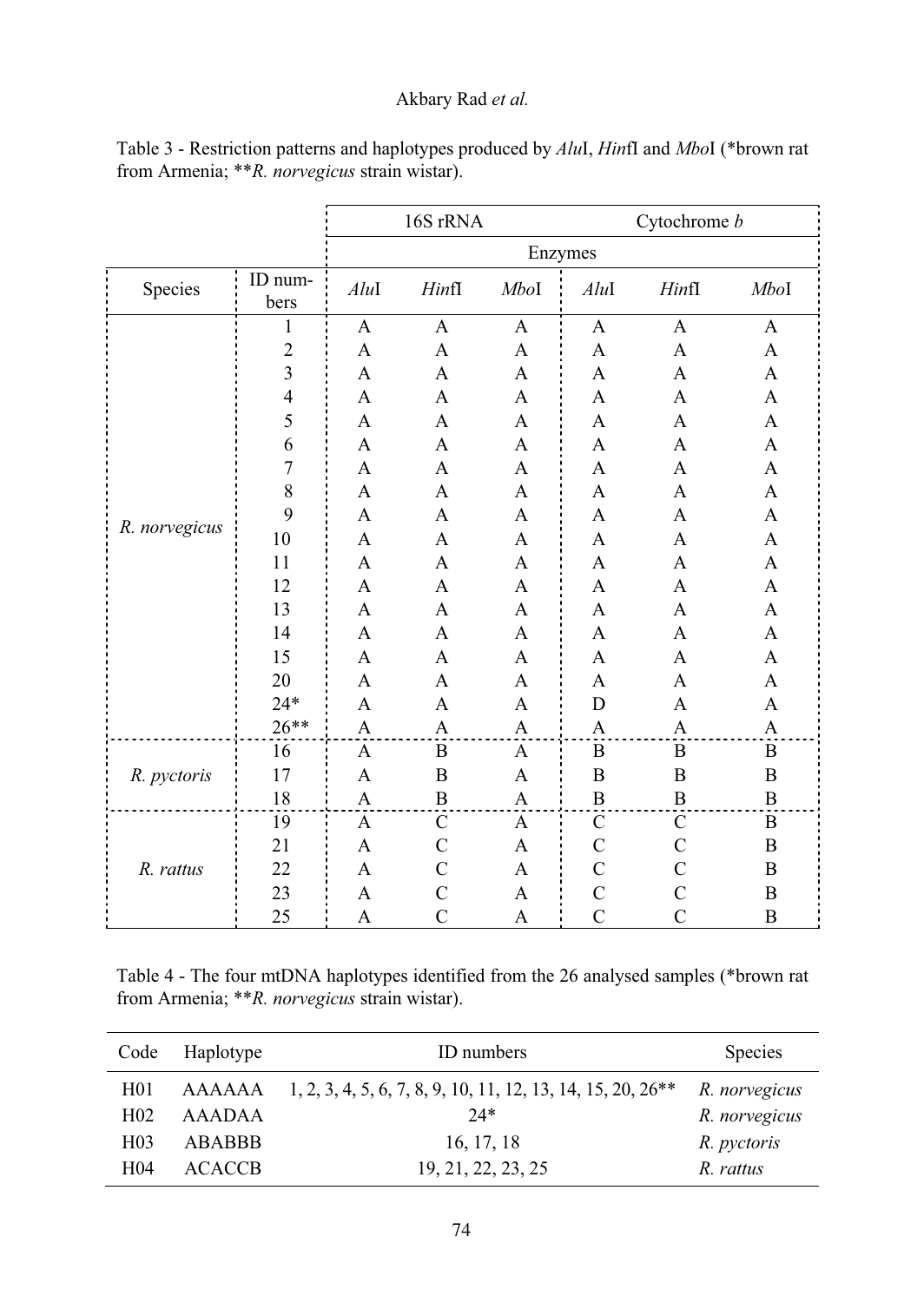Table 3 - Restriction patterns and haplotypes produced by *Alu*I, *Hin*fI and *Mbo*I (*brown rat from Armenia; ***R. norvegicus* strain wistar).

| | | 16S rRNA | | | Cytochrome *b* | | |
|---|---|---|---|---|---|---|---|
| | | Enzymes | | | | | |
| Species | ID numbers | *Alu*I | *Hin*fI | *Mbo*I | *Alu*I | *Hin*fI | *Mbo*I |
| *R. norvegicus* | 1 | A | A | A | A | A | A |
| | 2 | A | A | A | A | A | A |
| | 3 | A | A | A | A | A | A |
| | 4 | A | A | A | A | A | A |
| | 5 | A | A | A | A | A | A |
| | 6 | A | A | A | A | A | A |
| | 7 | A | A | A | A | A | A |
| | 8 | A | A | A | A | A | A |
| | 9 | A | A | A | A | A | A |
| | 10 | A | A | A | A | A | A |
| | 11 | A | A | A | A | A | A |
| | 12 | A | A | A | A | A | A |
| | 13 | A | A | A | A | A | A |
| | 14 | A | A | A | A | A | A |
| | 15 | A | A | A | A | A | A |
| | 20 | A | A | A | A | A | A |
| | 24* | A | A | A | D | A | A |
| | 26** | A | A | A | A | A | A |
| *R. pyctoris* | 16 | A | B | A | B | B | B |
| | 17 | A | B | A | B | B | B |
| | 18 | A | B | A | B | B | B |
| *R. rattus* | 19 | A | C | A | C | C | B |
| | 21 | A | C | A | C | C | B |
| | 22 | A | C | A | C | C | B |
| | 23 | A | C | A | C | C | B |
| | 25 | A | C | A | C | C | B |

Table 4 - The four mtDNA haplotypes identified from the 26 analysed samples (*brown rat from Armenia; ***R. norvegicus* strain wistar).

| Code | Haplotype | ID numbers | Species |
|---|---|---|---|
| H01 | AAAAAA | 1, 2, 3, 4, 5, 6, 7, 8, 9, 10, 11, 12, 13, 14, 15, 20, 26** | *R. norvegicus* |
| H02 | AAADAA | 24* | *R. norvegicus* |
| H03 | ABABBB | 16, 17, 18 | *R. pyctoris* |
| H04 | ACACCB | 19, 21, 22, 23, 25 | *R. rattus* |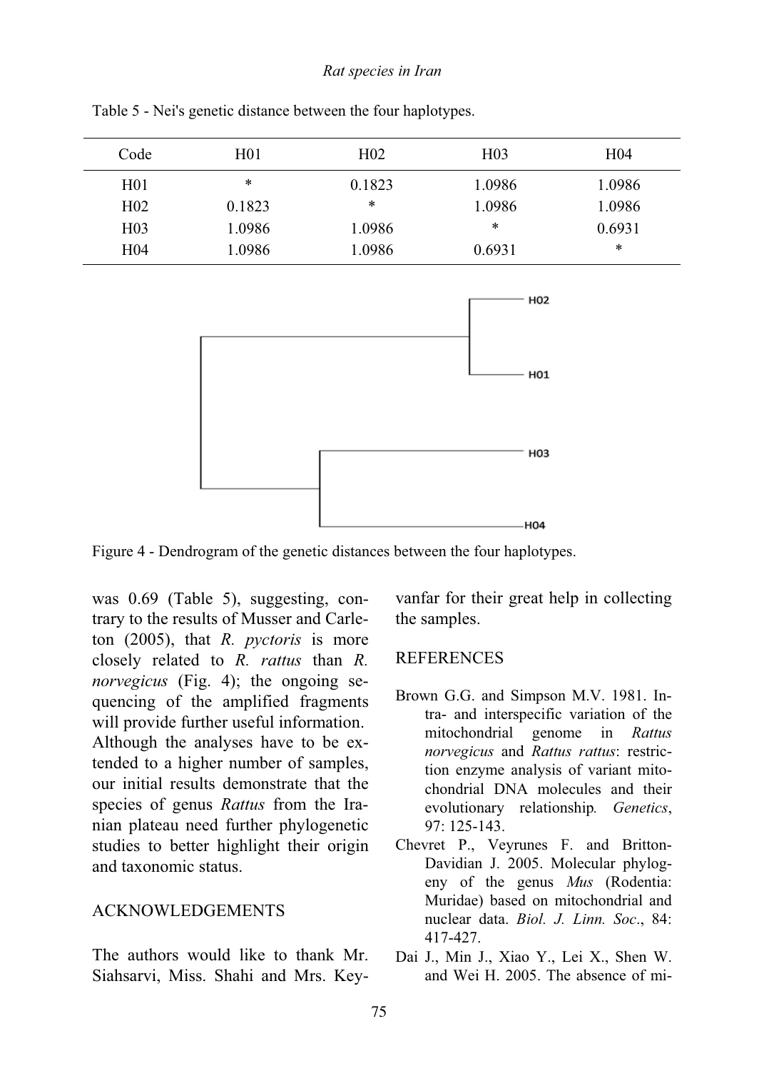Table 5 - Nei's genetic distance between the four haplotypes.

| Code | H01 | H02 | H03 | H04 |
|---|---|---|---|---|
| H01 | * | 0.1823 | 1.0986 | 1.0986 |
| H02 | 0.1823 | * | 1.0986 | 1.0986 |
| H03 | 1.0986 | 1.0986 | * | 0.6931 |
| H04 | 1.0986 | 1.0986 | 0.6931 | * |

Figure 4 - Dendrogram of the genetic distances between the four haplotypes.

was 0.69 (Table 5), suggesting, contrary to the results of Musser and Carleton (2005), that *R. pyctoris* is more closely related to *R. rattus* than *R. norvegicus* (Fig. 4); the ongoing sequencing of the amplified fragments will provide further useful information. Although the analyses have to be extended to a higher number of samples, our initial results demonstrate that the species of genus *Rattus* from the Iranian plateau need further phylogenetic studies to better highlight their origin and taxonomic status.

## ACKNOWLEDGEMENTS

The authors would like to thank Mr. Siahsarvi, Miss. Shahi and Mrs. Keyvanfar for their great help in collecting the samples.

## REFERENCES

Brown G.G. and Simpson M.V. 1981. Intra- and interspecific variation of the mitochondrial genome in *Rattus norvegicus* and *Rattus rattus*: restriction enzyme analysis of variant mitochondrial DNA molecules and their evolutionary relationship. *Genetics*, 97: 125-143.

Chevret P., Veyrunes F. and Britton-Davidian J. 2005. Molecular phylogeny of the genus *Mus* (Rodentia: Muridae) based on mitochondrial and nuclear data. *Biol. J. Linn. Soc*., 84: 417-427.

Dai J., Min J., Xiao Y., Lei X., Shen W. and Wei H. 2005. The absence of mi-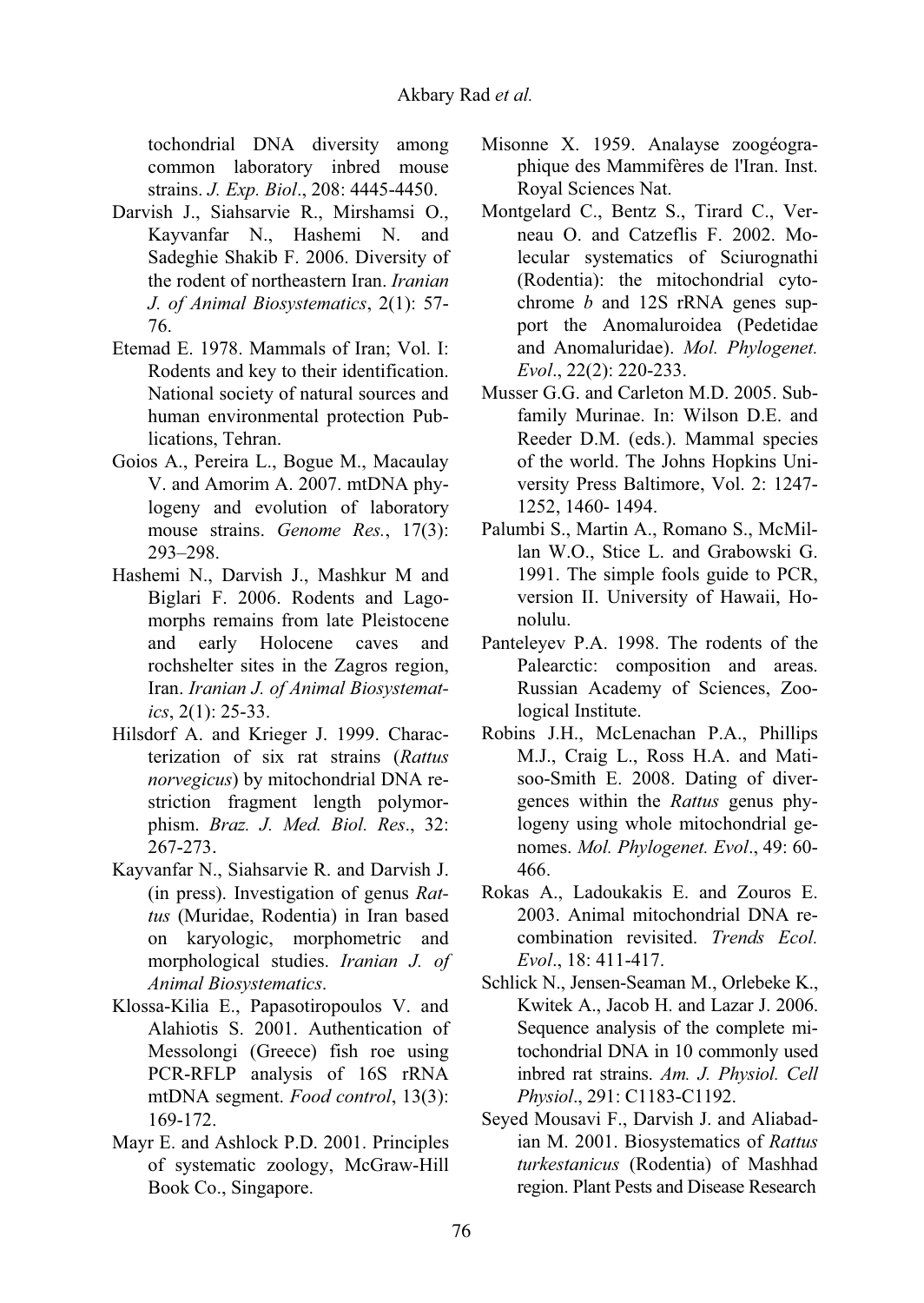tochondrial DNA diversity among common laboratory inbred mouse strains. *J. Exp. Biol*., 208: 4445-4450.

Darvish J., Siahsarvie R., Mirshamsi O., Kayvanfar N., Hashemi N. and Sadeghie Shakib F. 2006. Diversity of the rodent of northeastern Iran. *Iranian J. of Animal Biosystematics*, 2(1): 57-76.

Etemad E. 1978. Mammals of Iran; Vol. I: Rodents and key to their identification. National society of natural sources and human environmental protection Publications, Tehran.

Goios A., Pereira L., Bogue M., Macaulay V. and Amorim A. 2007. mtDNA phylogeny and evolution of laboratory mouse strains. *Genome Res.*, 17(3): 293–298.

Hashemi N., Darvish J., Mashkur M and Biglari F. 2006. Rodents and Lagomorphs remains from late Pleistocene and early Holocene caves and rochshelter sites in the Zagros region, Iran. *Iranian J. of Animal Biosystematics*, 2(1): 25-33.

Hilsdorf A. and Krieger J. 1999. Characterization of six rat strains (*Rattus norvegicus*) by mitochondrial DNA restriction fragment length polymorphism. *Braz. J. Med. Biol. Res*., 32: 267-273.

Kayvanfar N., Siahsarvie R. and Darvish J. (in press). Investigation of genus *Rattus* (Muridae, Rodentia) in Iran based on karyologic, morphometric and morphological studies. *Iranian J. of Animal Biosystematics*.

Klossa-Kilia E., Papasotiropoulos V. and Alahiotis S. 2001. Authentication of Messolongi (Greece) fish roe using PCR-RFLP analysis of 16S rRNA mtDNA segment. *Food control*, 13(3): 169-172.

Mayr E. and Ashlock P.D. 2001. Principles of systematic zoology, McGraw-Hill Book Co., Singapore.

Misonne X. 1959. Analayse zoogéographique des Mammifères de l'Iran. Inst. Royal Sciences Nat.

Montgelard C., Bentz S., Tirard C., Verneau O. and Catzeflis F. 2002. Molecular systematics of Sciurognathi (Rodentia): the mitochondrial cytochrome *b* and 12S rRNA genes support the Anomaluroidea (Pedetidae and Anomaluridae). *Mol. Phylogenet. Evol*., 22(2): 220-233.

Musser G.G. and Carleton M.D. 2005. Subfamily Murinae. In: Wilson D.E. and Reeder D.M. (eds.). Mammal species of the world. The Johns Hopkins University Press Baltimore, Vol. 2: 1247-1252, 1460- 1494.

Palumbi S., Martin A., Romano S., McMillan W.O., Stice L. and Grabowski G. 1991. The simple fools guide to PCR, version II. University of Hawaii, Honolulu.

Panteleyev P.A. 1998. The rodents of the Palearctic: composition and areas. Russian Academy of Sciences, Zoological Institute.

Robins J.H., McLenachan P.A., Phillips M.J., Craig L., Ross H.A. and Matisoo-Smith E. 2008. Dating of divergences within the *Rattus* genus phylogeny using whole mitochondrial genomes. *Mol. Phylogenet. Evol*., 49: 60-466.

Rokas A., Ladoukakis E. and Zouros E. 2003. Animal mitochondrial DNA recombination revisited. *Trends Ecol. Evol*., 18: 411-417.

Schlick N., Jensen-Seaman M., Orlebeke K., Kwitek A., Jacob H. and Lazar J. 2006. Sequence analysis of the complete mitochondrial DNA in 10 commonly used inbred rat strains. *Am. J. Physiol. Cell Physiol*., 291: C1183-C1192.

Seyed Mousavi F., Darvish J. and Aliabadian M. 2001. Biosystematics of *Rattus turkestanicus* (Rodentia) of Mashhad region. Plant Pests and Disease Research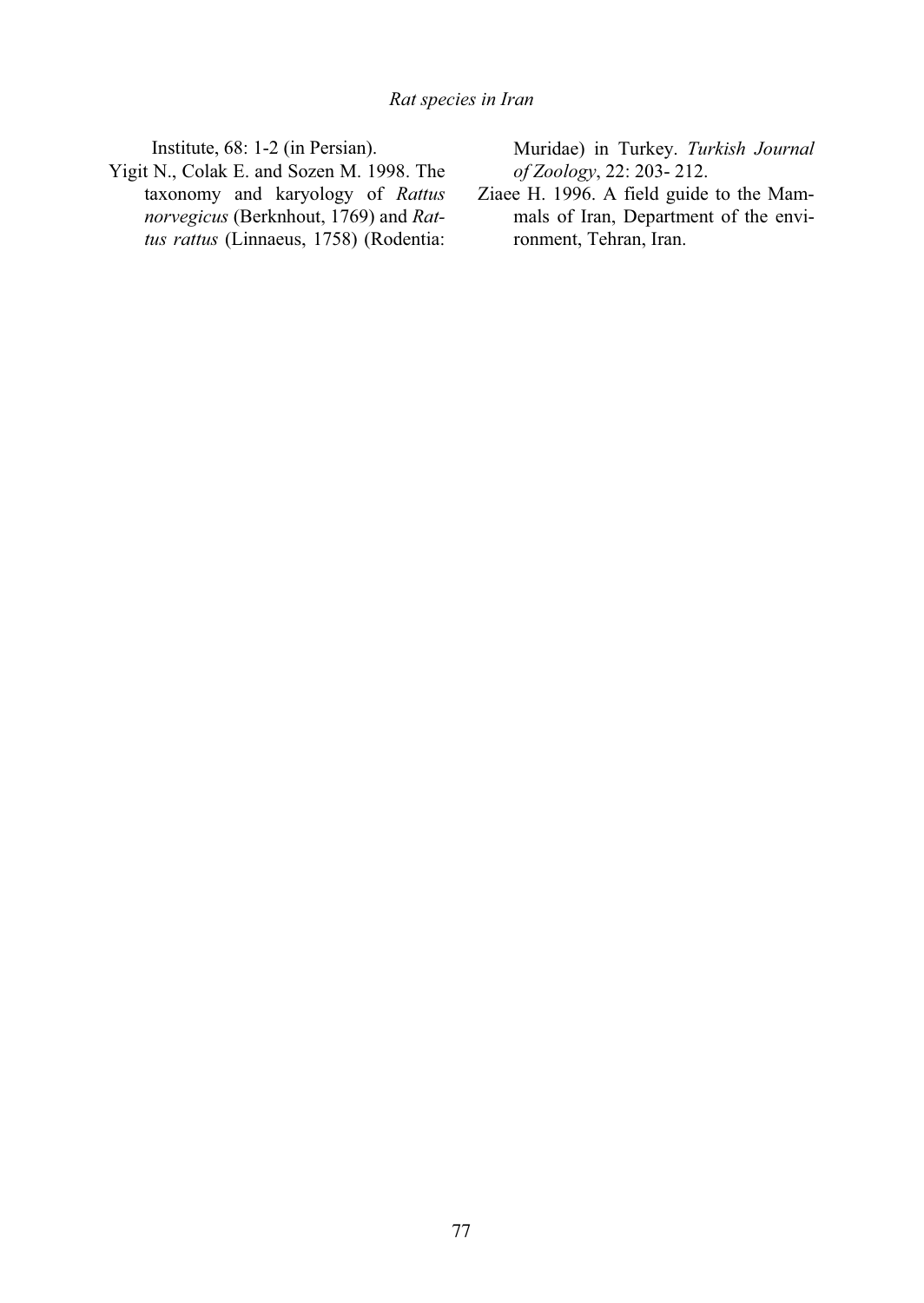Institute, 68: 1-2 (in Persian).

Yigit N., Colak E. and Sozen M. 1998. The taxonomy and karyology of *Rattus norvegicus* (Berknhout, 1769) and *Rattus rattus* (Linnaeus, 1758) (Rodentia: Muridae) in Turkey. *Turkish Journal of Zoology*, 22: 203- 212.

Ziaee H. 1996. A field guide to the Mammals of Iran, Department of the environment, Tehran, Iran.